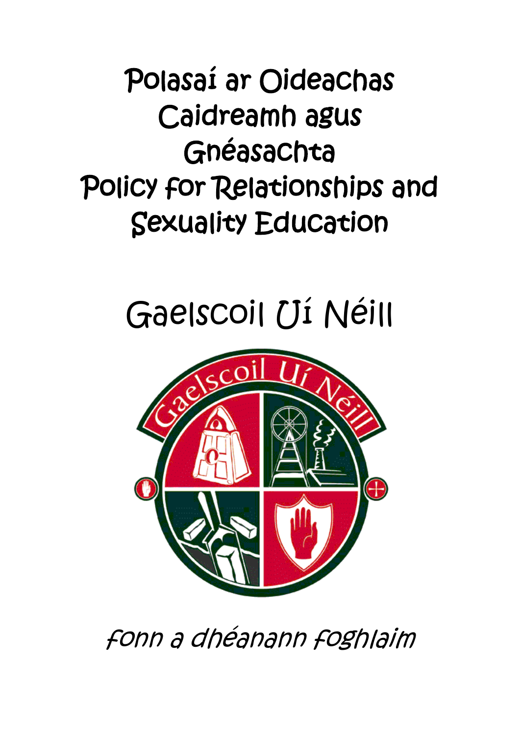# Polasaí ar Oideachas Caidreamh agus Gnéasachta

# Policy for Relationships and Sexuality Education

## Gaelscoil Uí Néill

*fonn a dhéanann foghlaim*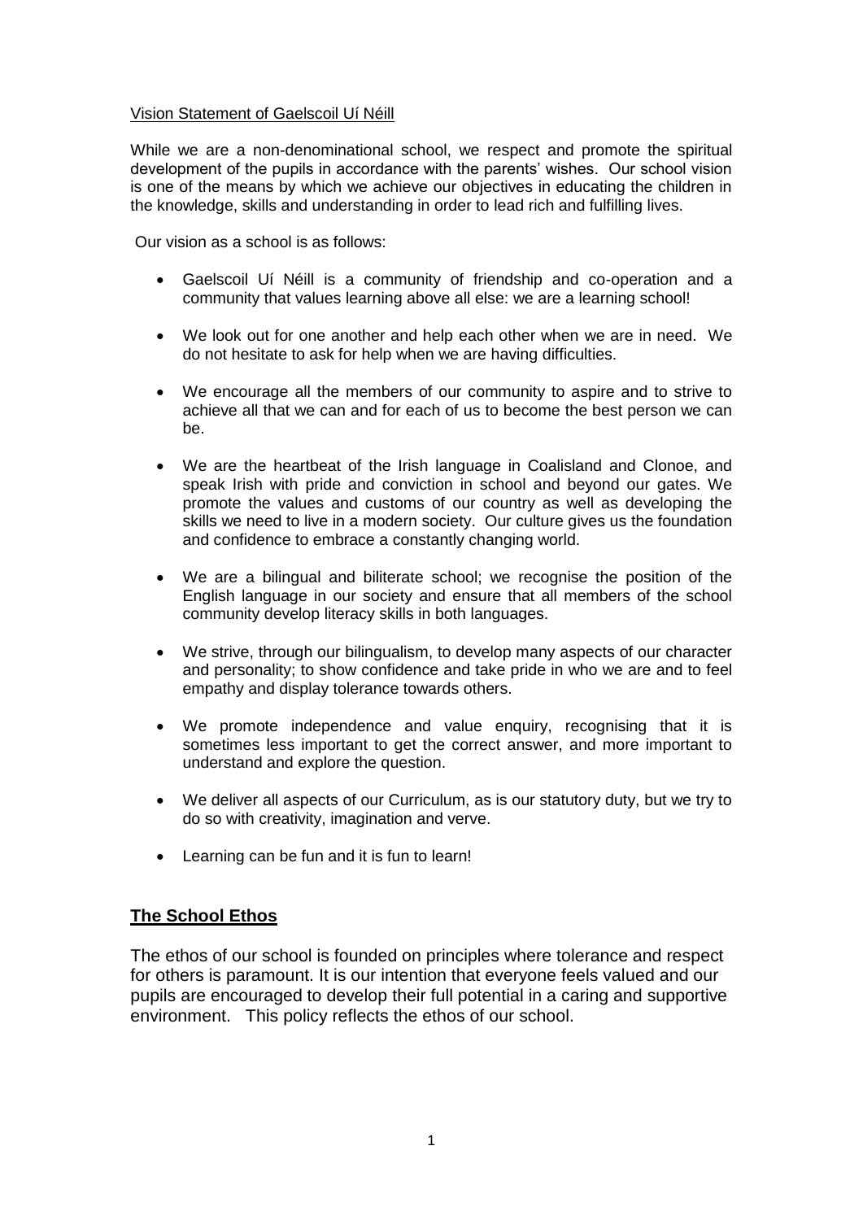Vision Statement of Gaelscoil Uí Néill

While we are a non-denominational school, we respect and promote the spiritual development of the pupils in accordance with the parents' wishes. Our school vision is one of the means by which we achieve our objectives in educating the children in the knowledge, skills and understanding in order to lead rich and fulfilling lives.

Our vision as a school is as follows:

- Gaelscoil Uí Néill is a community of friendship and co-operation and a community that values learning above all else: we are a learning school!
- We look out for one another and help each other when we are in need. We do not hesitate to ask for help when we are having difficulties.
- We encourage all the members of our community to aspire and to strive to achieve all that we can and for each of us to become the best person we can be.
- We are the heartbeat of the Irish language in Coalisland and Clonoe, and speak Irish with pride and conviction in school and beyond our gates. We promote the values and customs of our country as well as developing the skills we need to live in a modern society. Our culture gives us the foundation and confidence to embrace a constantly changing world.
- We are a bilingual and biliterate school; we recognise the position of the English language in our society and ensure that all members of the school community develop literacy skills in both languages.
- We strive, through our bilingualism, to develop many aspects of our character and personality; to show confidence and take pride in who we are and to feel empathy and display tolerance towards others.
- We promote independence and value enquiry, recognising that it is sometimes less important to get the correct answer, and more important to understand and explore the question.
- We deliver all aspects of our Curriculum, as is our statutory duty, but we try to do so with creativity, imagination and verve.
- Learning can be fun and it is fun to learn!

## The School Ethos

The ethos of our school is founded on principles where tolerance and respect for others is paramount. It is our intention that everyone feels valued and our pupils are encouraged to develop their full potential in a caring and supportive environment. This policy reflects the ethos of our school.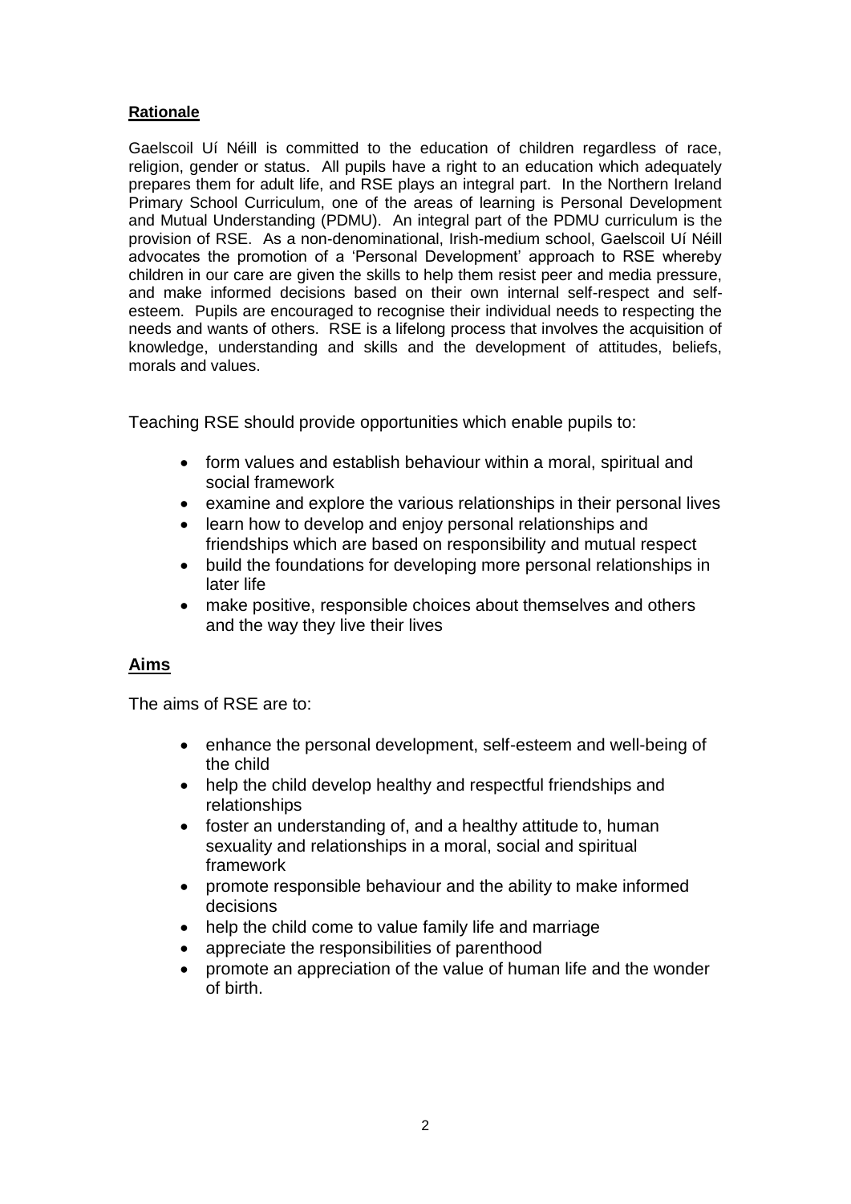**Rationale**

Gaelscoil Uí Néill is committed to the education of children regardless of race, religion, gender or status. All pupils have a right to an education which adequately prepares them for adult life, and RSE plays an integral part. In the Northern Ireland Primary School Curriculum, one of the areas of learning is Personal Development and Mutual Understanding (PDMU). An integral part of the PDMU curriculum is the provision of RSE. As a non-denominational, Irish-medium school, Gaelscoil Uí Néill advocates the promotion of a 'Personal Development' approach to RSE whereby children in our care are given the skills to help them resist peer and media pressure, and make informed decisions based on their own internal self-respect and self-esteem. Pupils are encouraged to recognise their individual needs to respecting the needs and wants of others. RSE is a lifelong process that involves the acquisition of knowledge, understanding and skills and the development of attitudes, beliefs, morals and values.

Teaching RSE should provide opportunities which enable pupils to:

- form values and establish behaviour within a moral, spiritual and social framework
- examine and explore the various relationships in their personal lives
- learn how to develop and enjoy personal relationships and friendships which are based on responsibility and mutual respect
- build the foundations for developing more personal relationships in later life
- make positive, responsible choices about themselves and others and the way they live their lives

**Aims**

The aims of RSE are to:

- enhance the personal development, self-esteem and well-being of the child
- help the child develop healthy and respectful friendships and relationships
- foster an understanding of, and a healthy attitude to, human sexuality and relationships in a moral, social and spiritual framework
- promote responsible behaviour and the ability to make informed decisions
- help the child come to value family life and marriage
- appreciate the responsibilities of parenthood
- promote an appreciation of the value of human life and the wonder of birth.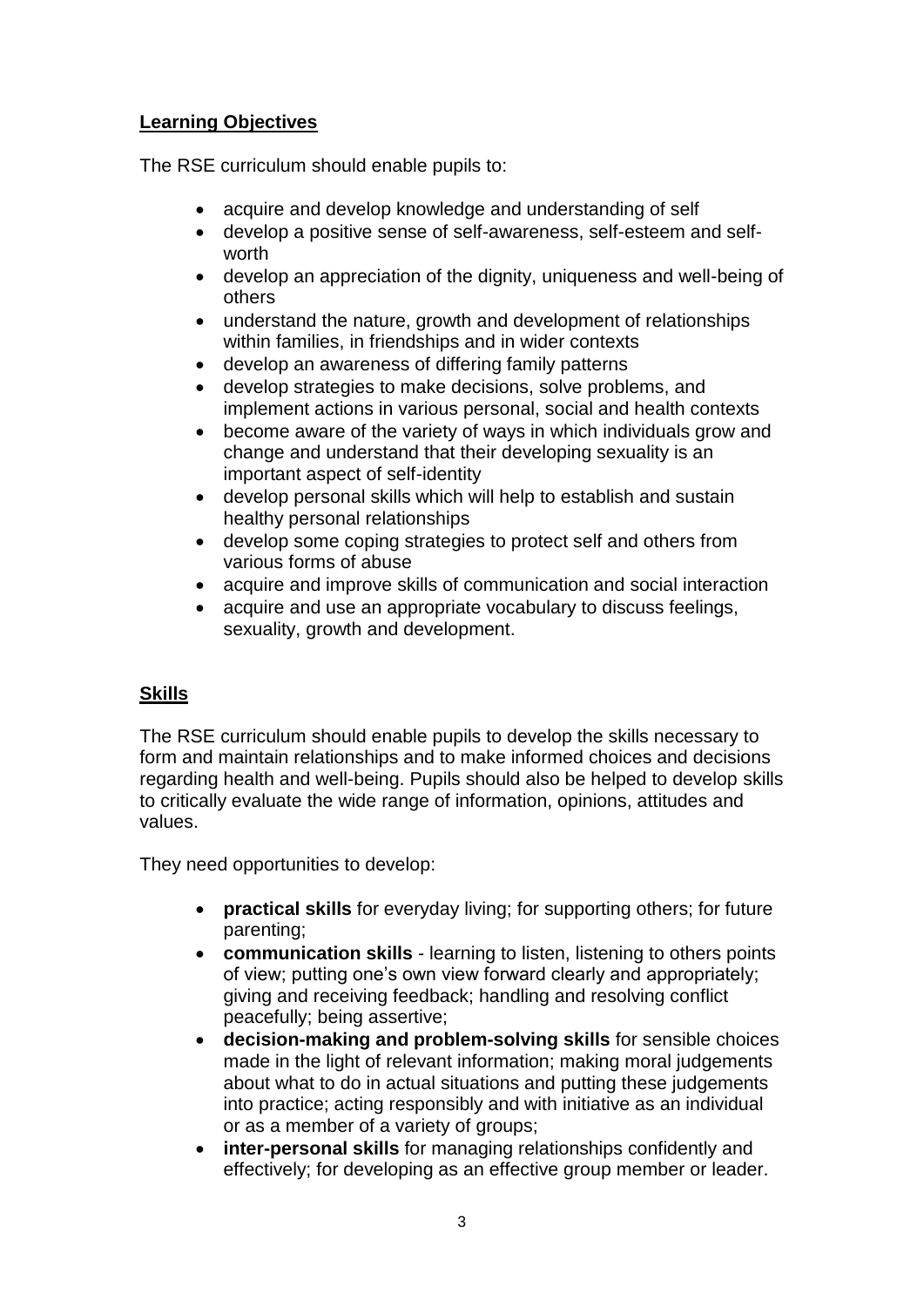## Learning Objectives

The RSE curriculum should enable pupils to:

- acquire and develop knowledge and understanding of self
- develop a positive sense of self-awareness, self-esteem and self-worth
- develop an appreciation of the dignity, uniqueness and well-being of others
- understand the nature, growth and development of relationships within families, in friendships and in wider contexts
- develop an awareness of differing family patterns
- develop strategies to make decisions, solve problems, and implement actions in various personal, social and health contexts
- become aware of the variety of ways in which individuals grow and change and understand that their developing sexuality is an important aspect of self-identity
- develop personal skills which will help to establish and sustain healthy personal relationships
- develop some coping strategies to protect self and others from various forms of abuse
- acquire and improve skills of communication and social interaction
- acquire and use an appropriate vocabulary to discuss feelings, sexuality, growth and development.

## Skills

The RSE curriculum should enable pupils to develop the skills necessary to form and maintain relationships and to make informed choices and decisions regarding health and well-being. Pupils should also be helped to develop skills to critically evaluate the wide range of information, opinions, attitudes and values.

They need opportunities to develop:

- **practical skills** for everyday living; for supporting others; for future parenting;
- **communication skills** - learning to listen, listening to others points of view; putting one's own view forward clearly and appropriately; giving and receiving feedback; handling and resolving conflict peacefully; being assertive;
- **decision-making and problem-solving skills** for sensible choices made in the light of relevant information; making moral judgements about what to do in actual situations and putting these judgements into practice; acting responsibly and with initiative as an individual or as a member of a variety of groups;
- **inter-personal skills** for managing relationships confidently and effectively; for developing as an effective group member or leader.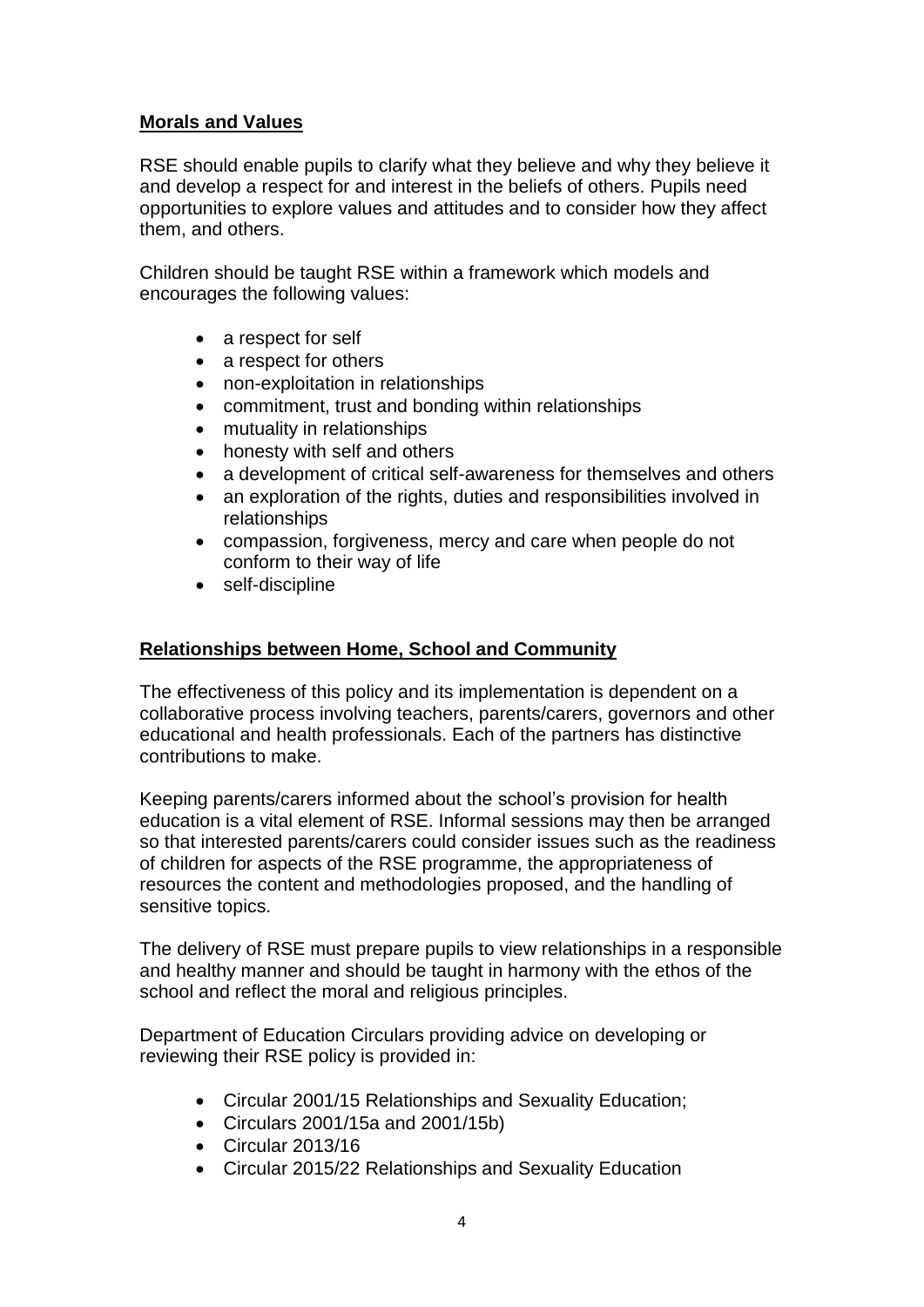## Morals and Values

RSE should enable pupils to clarify what they believe and why they believe it and develop a respect for and interest in the beliefs of others. Pupils need opportunities to explore values and attitudes and to consider how they affect them, and others.

Children should be taught RSE within a framework which models and encourages the following values:

- a respect for self
- a respect for others
- non-exploitation in relationships
- commitment, trust and bonding within relationships
- mutuality in relationships
- honesty with self and others
- a development of critical self-awareness for themselves and others
- an exploration of the rights, duties and responsibilities involved in relationships
- compassion, forgiveness, mercy and care when people do not conform to their way of life
- self-discipline

## Relationships between Home, School and Community

The effectiveness of this policy and its implementation is dependent on a collaborative process involving teachers, parents/carers, governors and other educational and health professionals. Each of the partners has distinctive contributions to make.

Keeping parents/carers informed about the school's provision for health education is a vital element of RSE. Informal sessions may then be arranged so that interested parents/carers could consider issues such as the readiness of children for aspects of the RSE programme, the appropriateness of resources the content and methodologies proposed, and the handling of sensitive topics.

The delivery of RSE must prepare pupils to view relationships in a responsible and healthy manner and should be taught in harmony with the ethos of the school and reflect the moral and religious principles.

Department of Education Circulars providing advice on developing or reviewing their RSE policy is provided in:

- Circular 2001/15 Relationships and Sexuality Education;
- Circulars 2001/15a and 2001/15b)
- Circular 2013/16
- Circular 2015/22 Relationships and Sexuality Education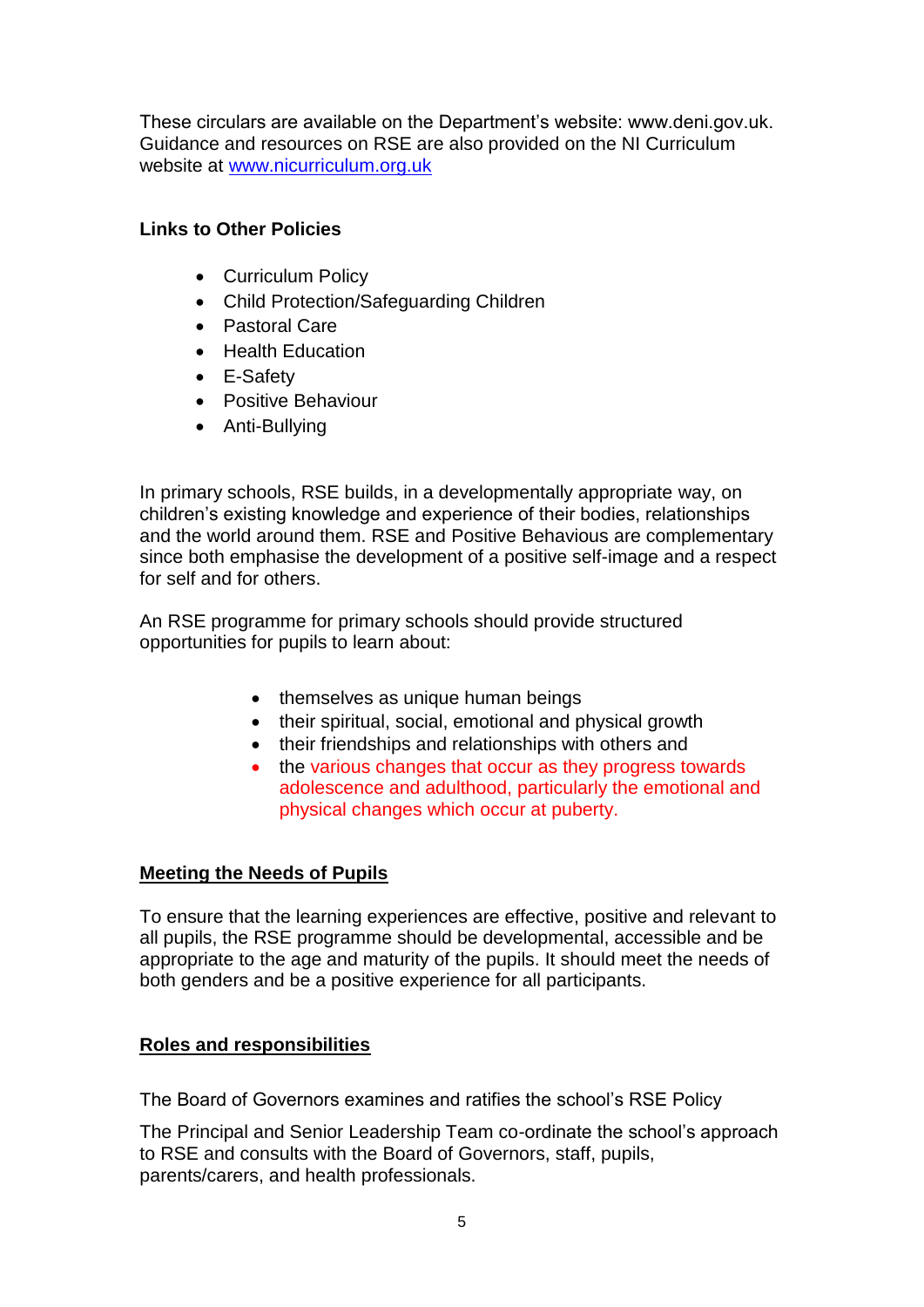These circulars are available on the Department's website: www.deni.gov.uk. Guidance and resources on RSE are also provided on the NI Curriculum website at [www.nicurriculum.org.uk](http://www.nicurriculum.org.uk)

**Links to Other Policies**

- Curriculum Policy
- Child Protection/Safeguarding Children
- Pastoral Care
- Health Education
- E-Safety
- Positive Behaviour
- Anti-Bullying

In primary schools, RSE builds, in a developmentally appropriate way, on children's existing knowledge and experience of their bodies, relationships and the world around them. RSE and Positive Behavious are complementary since both emphasise the development of a positive self-image and a respect for self and for others.

An RSE programme for primary schools should provide structured opportunities for pupils to learn about:

- themselves as unique human beings
- their spiritual, social, emotional and physical growth
- their friendships and relationships with others and
- the various changes that occur as they progress towards adolescence and adulthood, particularly the emotional and physical changes which occur at puberty.

## Meeting the Needs of Pupils

To ensure that the learning experiences are effective, positive and relevant to all pupils, the RSE programme should be developmental, accessible and be appropriate to the age and maturity of the pupils. It should meet the needs of both genders and be a positive experience for all participants.

## Roles and responsibilities

The Board of Governors examines and ratifies the school's RSE Policy

The Principal and Senior Leadership Team co-ordinate the school's approach to RSE and consults with the Board of Governors, staff, pupils, parents/carers, and health professionals.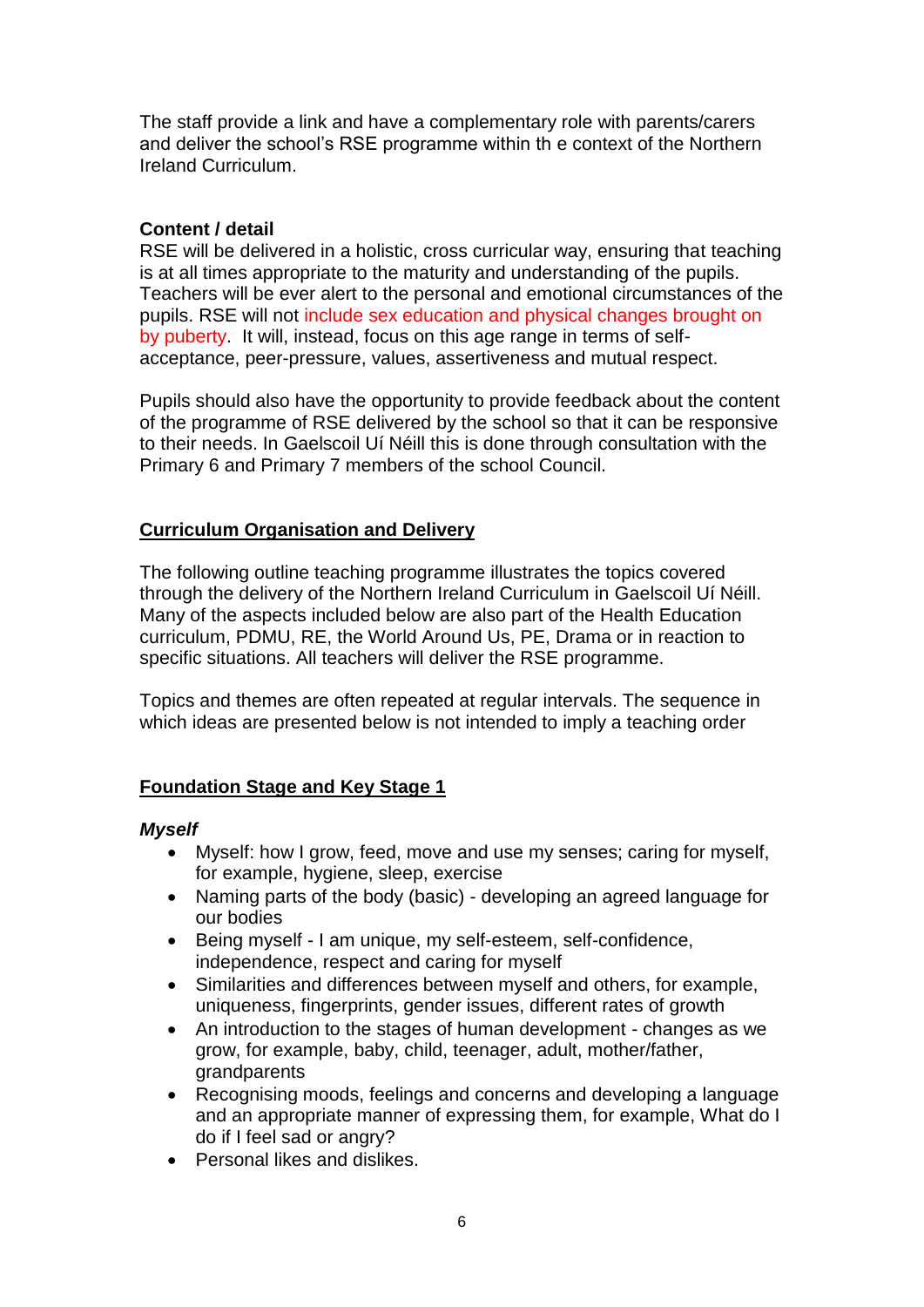The staff provide a link and have a complementary role with parents/carers and deliver the school's RSE programme within th e context of the Northern Ireland Curriculum.

**Content / detail**

RSE will be delivered in a holistic, cross curricular way, ensuring that teaching is at all times appropriate to the maturity and understanding of the pupils. Teachers will be ever alert to the personal and emotional circumstances of the pupils. RSE will not include sex education and physical changes brought on by puberty. It will, instead, focus on this age range in terms of self-acceptance, peer-pressure, values, assertiveness and mutual respect.

Pupils should also have the opportunity to provide feedback about the content of the programme of RSE delivered by the school so that it can be responsive to their needs. In Gaelscoil Uí Néill this is done through consultation with the Primary 6 and Primary 7 members of the school Council.

## Curriculum Organisation and Delivery

The following outline teaching programme illustrates the topics covered through the delivery of the Northern Ireland Curriculum in Gaelscoil Uí Néill. Many of the aspects included below are also part of the Health Education curriculum, PDMU, RE, the World Around Us, PE, Drama or in reaction to specific situations. All teachers will deliver the RSE programme.

Topics and themes are often repeated at regular intervals. The sequence in which ideas are presented below is not intended to imply a teaching order

## Foundation Stage and Key Stage 1

***Myself***

- Myself: how I grow, feed, move and use my senses; caring for myself, for example, hygiene, sleep, exercise
- Naming parts of the body (basic) - developing an agreed language for our bodies
- Being myself - I am unique, my self-esteem, self-confidence, independence, respect and caring for myself
- Similarities and differences between myself and others, for example, uniqueness, fingerprints, gender issues, different rates of growth
- An introduction to the stages of human development - changes as we grow, for example, baby, child, teenager, adult, mother/father, grandparents
- Recognising moods, feelings and concerns and developing a language and an appropriate manner of expressing them, for example, What do I do if I feel sad or angry?
- Personal likes and dislikes.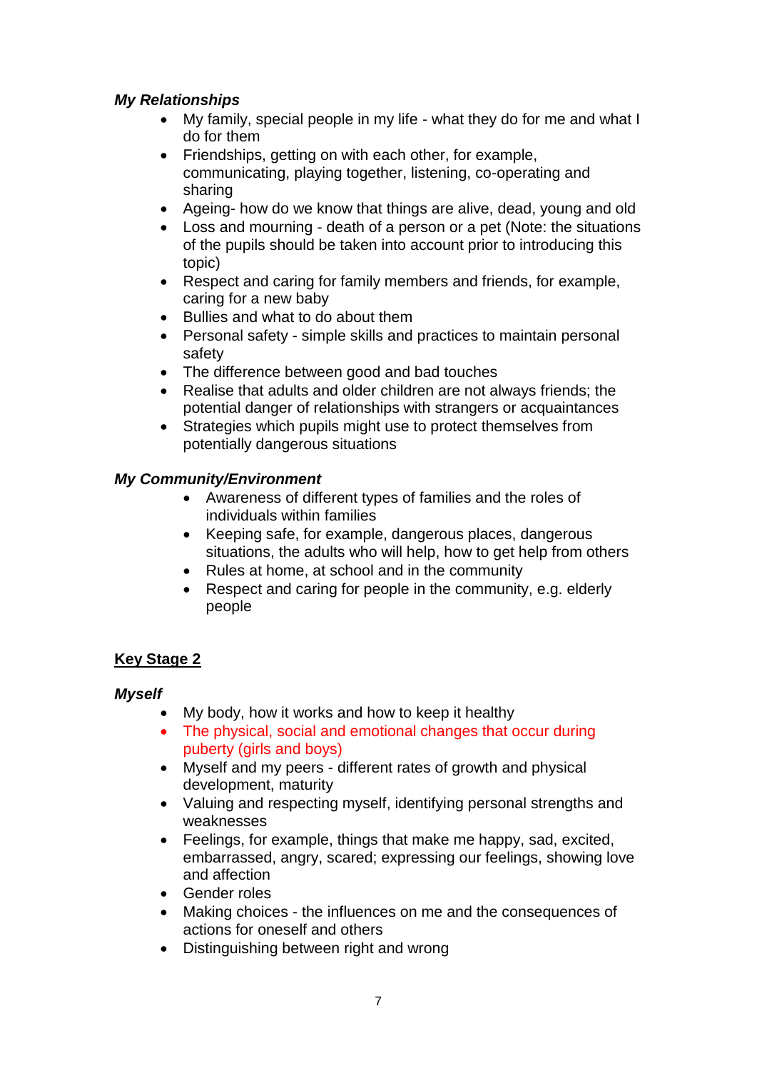***My Relationships***

- My family, special people in my life - what they do for me and what I do for them
- Friendships, getting on with each other, for example, communicating, playing together, listening, co-operating and sharing
- Ageing- how do we know that things are alive, dead, young and old
- Loss and mourning - death of a person or a pet (Note: the situations of the pupils should be taken into account prior to introducing this topic)
- Respect and caring for family members and friends, for example, caring for a new baby
- Bullies and what to do about them
- Personal safety - simple skills and practices to maintain personal safety
- The difference between good and bad touches
- Realise that adults and older children are not always friends; the potential danger of relationships with strangers or acquaintances
- Strategies which pupils might use to protect themselves from potentially dangerous situations

***My Community/Environment***

- Awareness of different types of families and the roles of individuals within families
- Keeping safe, for example, dangerous places, dangerous situations, the adults who will help, how to get help from others
- Rules at home, at school and in the community
- Respect and caring for people in the community, e.g. elderly people

## <u>Key Stage 2</u>

***Myself***

- My body, how it works and how to keep it healthy
- The physical, social and emotional changes that occur during puberty (girls and boys)
- Myself and my peers - different rates of growth and physical development, maturity
- Valuing and respecting myself, identifying personal strengths and weaknesses
- Feelings, for example, things that make me happy, sad, excited, embarrassed, angry, scared; expressing our feelings, showing love and affection
- Gender roles
- Making choices - the influences on me and the consequences of actions for oneself and others
- Distinguishing between right and wrong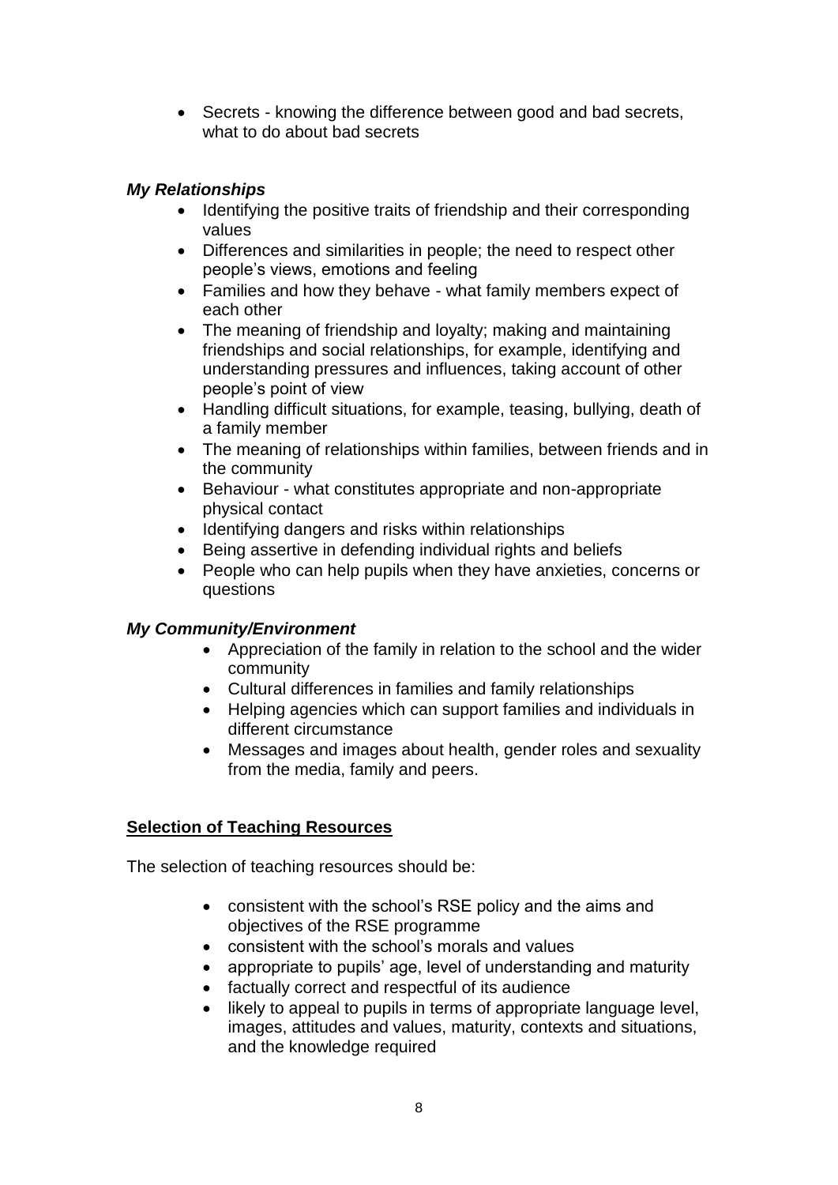- Secrets - knowing the difference between good and bad secrets, what to do about bad secrets

***My Relationships***

- Identifying the positive traits of friendship and their corresponding values
- Differences and similarities in people; the need to respect other people's views, emotions and feeling
- Families and how they behave - what family members expect of each other
- The meaning of friendship and loyalty; making and maintaining friendships and social relationships, for example, identifying and understanding pressures and influences, taking account of other people's point of view
- Handling difficult situations, for example, teasing, bullying, death of a family member
- The meaning of relationships within families, between friends and in the community
- Behaviour - what constitutes appropriate and non-appropriate physical contact
- Identifying dangers and risks within relationships
- Being assertive in defending individual rights and beliefs
- People who can help pupils when they have anxieties, concerns or questions

***My Community/Environment***

- Appreciation of the family in relation to the school and the wider community
- Cultural differences in families and family relationships
- Helping agencies which can support families and individuals in different circumstance
- Messages and images about health, gender roles and sexuality from the media, family and peers.

**<u>Selection of Teaching Resources</u>**

The selection of teaching resources should be:

- consistent with the school's RSE policy and the aims and objectives of the RSE programme
- consistent with the school's morals and values
- appropriate to pupils' age, level of understanding and maturity
- factually correct and respectful of its audience
- likely to appeal to pupils in terms of appropriate language level, images, attitudes and values, maturity, contexts and situations, and the knowledge required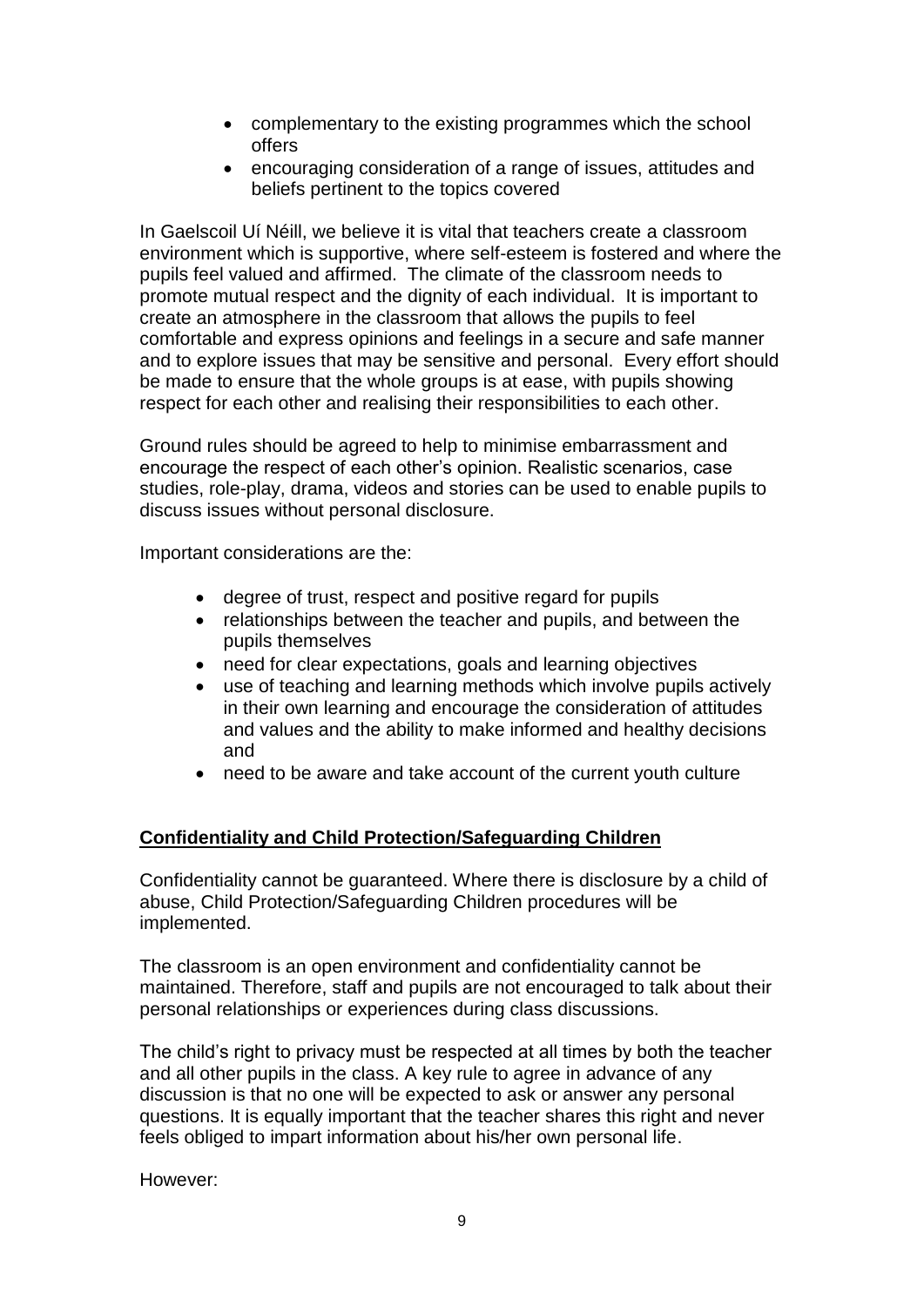- complementary to the existing programmes which the school offers
- encouraging consideration of a range of issues, attitudes and beliefs pertinent to the topics covered

In Gaelscoil Uí Néill, we believe it is vital that teachers create a classroom environment which is supportive, where self-esteem is fostered and where the pupils feel valued and affirmed. The climate of the classroom needs to promote mutual respect and the dignity of each individual. It is important to create an atmosphere in the classroom that allows the pupils to feel comfortable and express opinions and feelings in a secure and safe manner and to explore issues that may be sensitive and personal. Every effort should be made to ensure that the whole groups is at ease, with pupils showing respect for each other and realising their responsibilities to each other.

Ground rules should be agreed to help to minimise embarrassment and encourage the respect of each other's opinion. Realistic scenarios, case studies, role-play, drama, videos and stories can be used to enable pupils to discuss issues without personal disclosure.

Important considerations are the:

- degree of trust, respect and positive regard for pupils
- relationships between the teacher and pupils, and between the pupils themselves
- need for clear expectations, goals and learning objectives
- use of teaching and learning methods which involve pupils actively in their own learning and encourage the consideration of attitudes and values and the ability to make informed and healthy decisions and
- need to be aware and take account of the current youth culture

## Confidentiality and Child Protection/Safeguarding Children

Confidentiality cannot be guaranteed. Where there is disclosure by a child of abuse, Child Protection/Safeguarding Children procedures will be implemented.

The classroom is an open environment and confidentiality cannot be maintained. Therefore, staff and pupils are not encouraged to talk about their personal relationships or experiences during class discussions.

The child's right to privacy must be respected at all times by both the teacher and all other pupils in the class. A key rule to agree in advance of any discussion is that no one will be expected to ask or answer any personal questions. It is equally important that the teacher shares this right and never feels obliged to impart information about his/her own personal life.

However: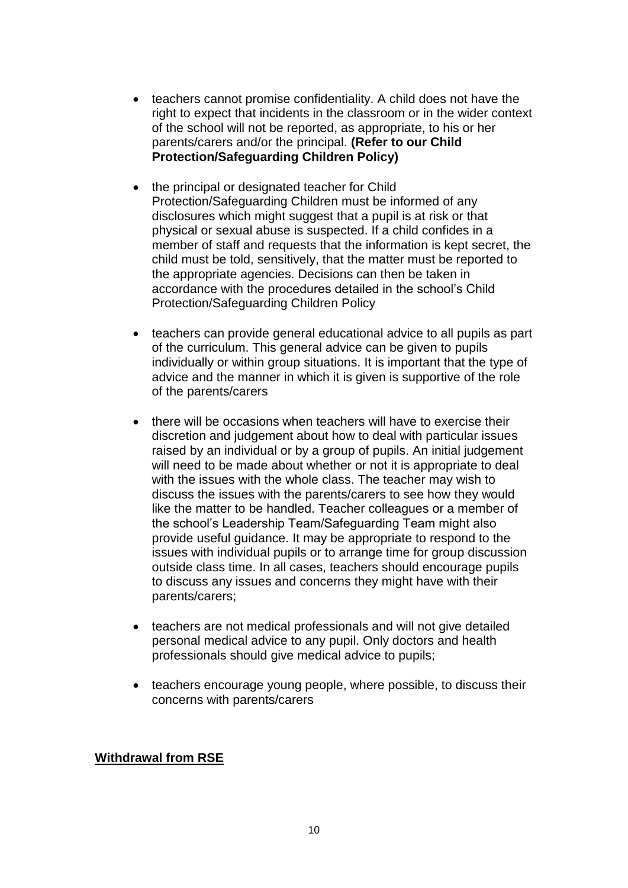- teachers cannot promise confidentiality. A child does not have the right to expect that incidents in the classroom or in the wider context of the school will not be reported, as appropriate, to his or her parents/carers and/or the principal. **(Refer to our Child Protection/Safeguarding Children Policy)**

- the principal or designated teacher for Child Protection/Safeguarding Children must be informed of any disclosures which might suggest that a pupil is at risk or that physical or sexual abuse is suspected. If a child confides in a member of staff and requests that the information is kept secret, the child must be told, sensitively, that the matter must be reported to the appropriate agencies. Decisions can then be taken in accordance with the procedures detailed in the school's Child Protection/Safeguarding Children Policy

- teachers can provide general educational advice to all pupils as part of the curriculum. This general advice can be given to pupils individually or within group situations. It is important that the type of advice and the manner in which it is given is supportive of the role of the parents/carers

- there will be occasions when teachers will have to exercise their discretion and judgement about how to deal with particular issues raised by an individual or by a group of pupils. An initial judgement will need to be made about whether or not it is appropriate to deal with the issues with the whole class. The teacher may wish to discuss the issues with the parents/carers to see how they would like the matter to be handled. Teacher colleagues or a member of the school's Leadership Team/Safeguarding Team might also provide useful guidance. It may be appropriate to respond to the issues with individual pupils or to arrange time for group discussion outside class time. In all cases, teachers should encourage pupils to discuss any issues and concerns they might have with their parents/carers;

- teachers are not medical professionals and will not give detailed personal medical advice to any pupil. Only doctors and health professionals should give medical advice to pupils;

- teachers encourage young people, where possible, to discuss their concerns with parents/carers

## Withdrawal from RSE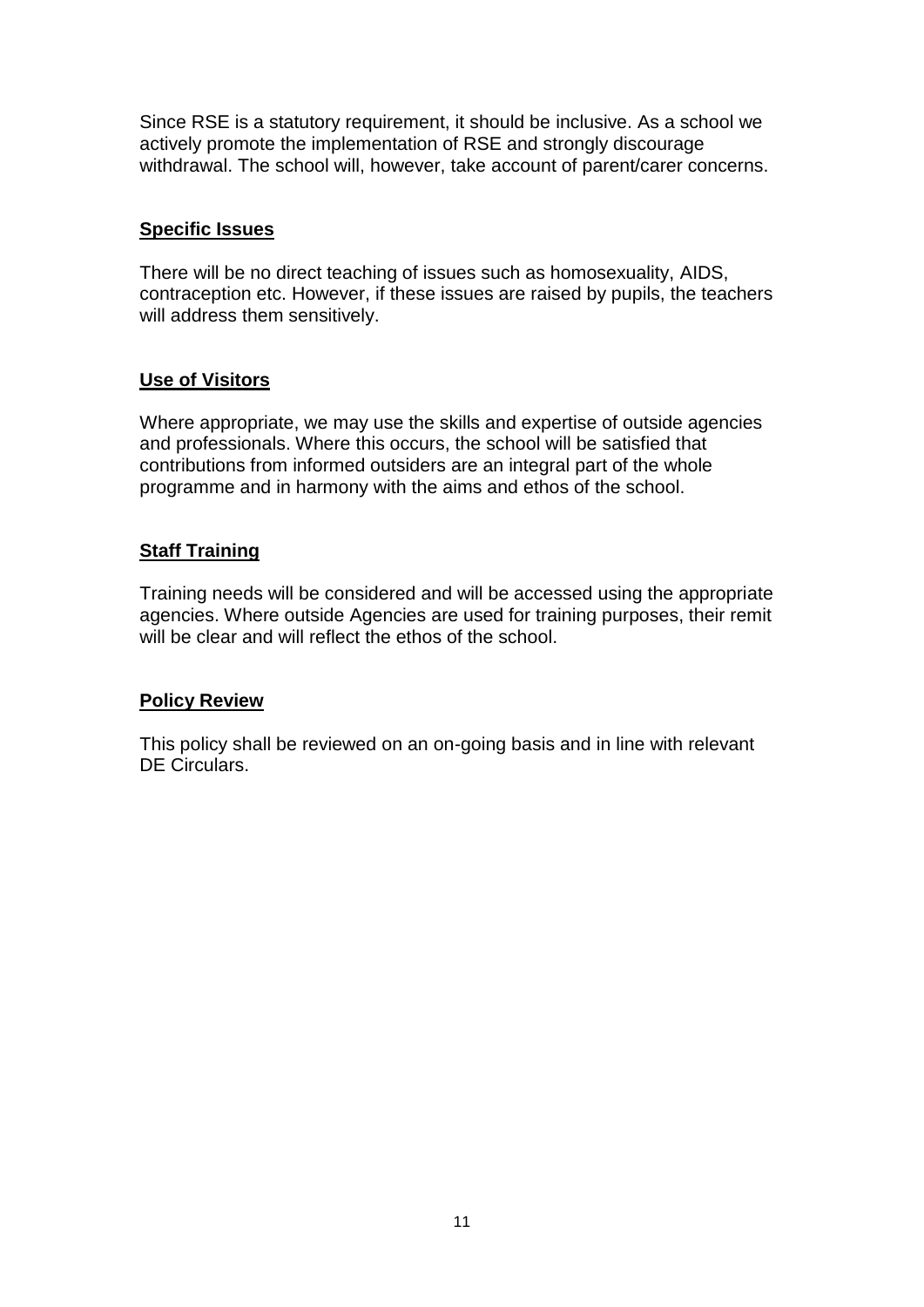Since RSE is a statutory requirement, it should be inclusive. As a school we actively promote the implementation of RSE and strongly discourage withdrawal. The school will, however, take account of parent/carer concerns.

## Specific Issues

There will be no direct teaching of issues such as homosexuality, AIDS, contraception etc. However, if these issues are raised by pupils, the teachers will address them sensitively.

## Use of Visitors

Where appropriate, we may use the skills and expertise of outside agencies and professionals. Where this occurs, the school will be satisfied that contributions from informed outsiders are an integral part of the whole programme and in harmony with the aims and ethos of the school.

## Staff Training

Training needs will be considered and will be accessed using the appropriate agencies. Where outside Agencies are used for training purposes, their remit will be clear and will reflect the ethos of the school.

## Policy Review

This policy shall be reviewed on an on-going basis and in line with relevant DE Circulars.